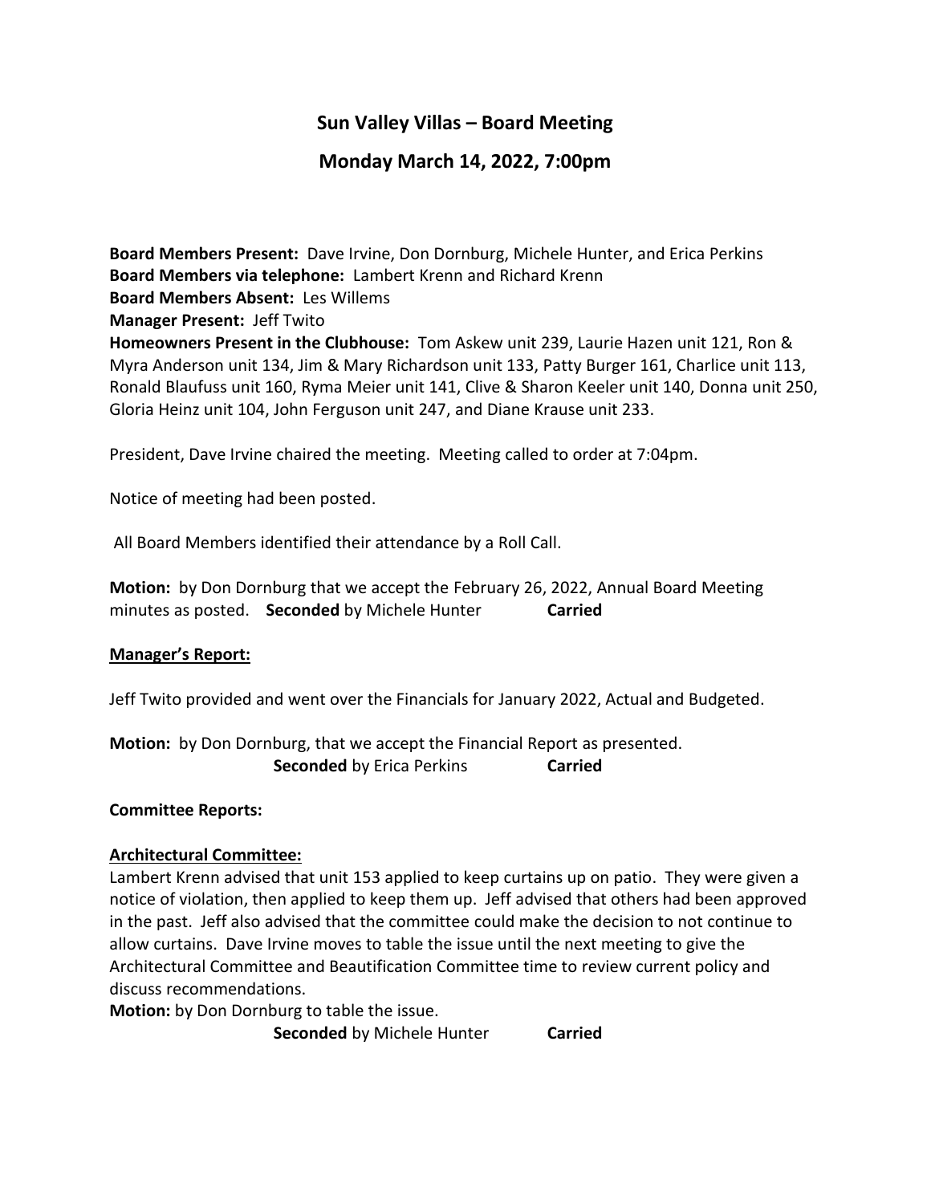# Sun Valley Villas – Board Meeting

## Monday March 14, 2022, 7:00pm

**Board Members Present:** Dave Irvine, Don Dornburg, Michele Hunter, and Erica Perkins
**Board Members via telephone:** Lambert Krenn and Richard Krenn
**Board Members Absent:** Les Willems
**Manager Present:** Jeff Twito
**Homeowners Present in the Clubhouse:** Tom Askew unit 239, Laurie Hazen unit 121, Ron & Myra Anderson unit 134, Jim & Mary Richardson unit 133, Patty Burger 161, Charlice unit 113, Ronald Blaufuss unit 160, Ryma Meier unit 141, Clive & Sharon Keeler unit 140, Donna unit 250, Gloria Heinz unit 104, John Ferguson unit 247, and Diane Krause unit 233.

President, Dave Irvine chaired the meeting. Meeting called to order at 7:04pm.

Notice of meeting had been posted.

All Board Members identified their attendance by a Roll Call.

**Motion:** by Don Dornburg that we accept the February 26, 2022, Annual Board Meeting minutes as posted. **Seconded** by Michele Hunter **Carried**

**Manager's Report:**

Jeff Twito provided and went over the Financials for January 2022, Actual and Budgeted.

**Motion:** by Don Dornburg, that we accept the Financial Report as presented.
**Seconded** by Erica Perkins **Carried**

**Committee Reports:**

**Architectural Committee:**
Lambert Krenn advised that unit 153 applied to keep curtains up on patio. They were given a notice of violation, then applied to keep them up. Jeff advised that others had been approved in the past. Jeff also advised that the committee could make the decision to not continue to allow curtains. Dave Irvine moves to table the issue until the next meeting to give the Architectural Committee and Beautification Committee time to review current policy and discuss recommendations.
**Motion:** by Don Dornburg to table the issue.
**Seconded** by Michele Hunter **Carried**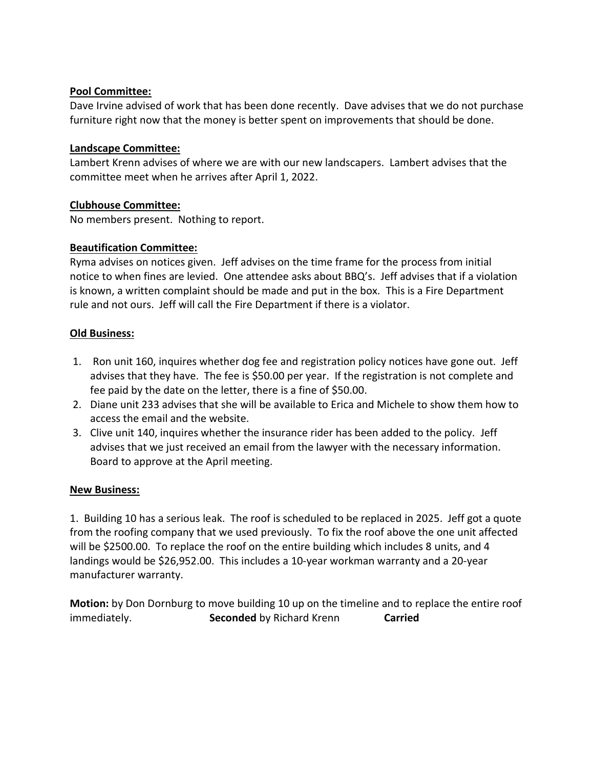**<u>Pool Committee:</u>**
Dave Irvine advised of work that has been done recently. Dave advises that we do not purchase furniture right now that the money is better spent on improvements that should be done.

**<u>Landscape Committee:</u>**
Lambert Krenn advises of where we are with our new landscapers. Lambert advises that the committee meet when he arrives after April 1, 2022.

**<u>Clubhouse Committee:</u>**
No members present. Nothing to report.

**<u>Beautification Committee:</u>**
Ryma advises on notices given. Jeff advises on the time frame for the process from initial notice to when fines are levied. One attendee asks about BBQ's. Jeff advises that if a violation is known, a written complaint should be made and put in the box. This is a Fire Department rule and not ours. Jeff will call the Fire Department if there is a violator.

**<u>Old Business:</u>**

1. Ron unit 160, inquires whether dog fee and registration policy notices have gone out. Jeff advises that they have. The fee is $50.00 per year. If the registration is not complete and fee paid by the date on the letter, there is a fine of $50.00.
2. Diane unit 233 advises that she will be available to Erica and Michele to show them how to access the email and the website.
3. Clive unit 140, inquires whether the insurance rider has been added to the policy. Jeff advises that we just received an email from the lawyer with the necessary information. Board to approve at the April meeting.

**<u>New Business:</u>**

1. Building 10 has a serious leak. The roof is scheduled to be replaced in 2025. Jeff got a quote from the roofing company that we used previously. To fix the roof above the one unit affected will be $2500.00. To replace the roof on the entire building which includes 8 units, and 4 landings would be $26,952.00. This includes a 10-year workman warranty and a 20-year manufacturer warranty.

**Motion:** by Don Dornburg to move building 10 up on the timeline and to replace the entire roof immediately. **Seconded** by Richard Krenn **Carried**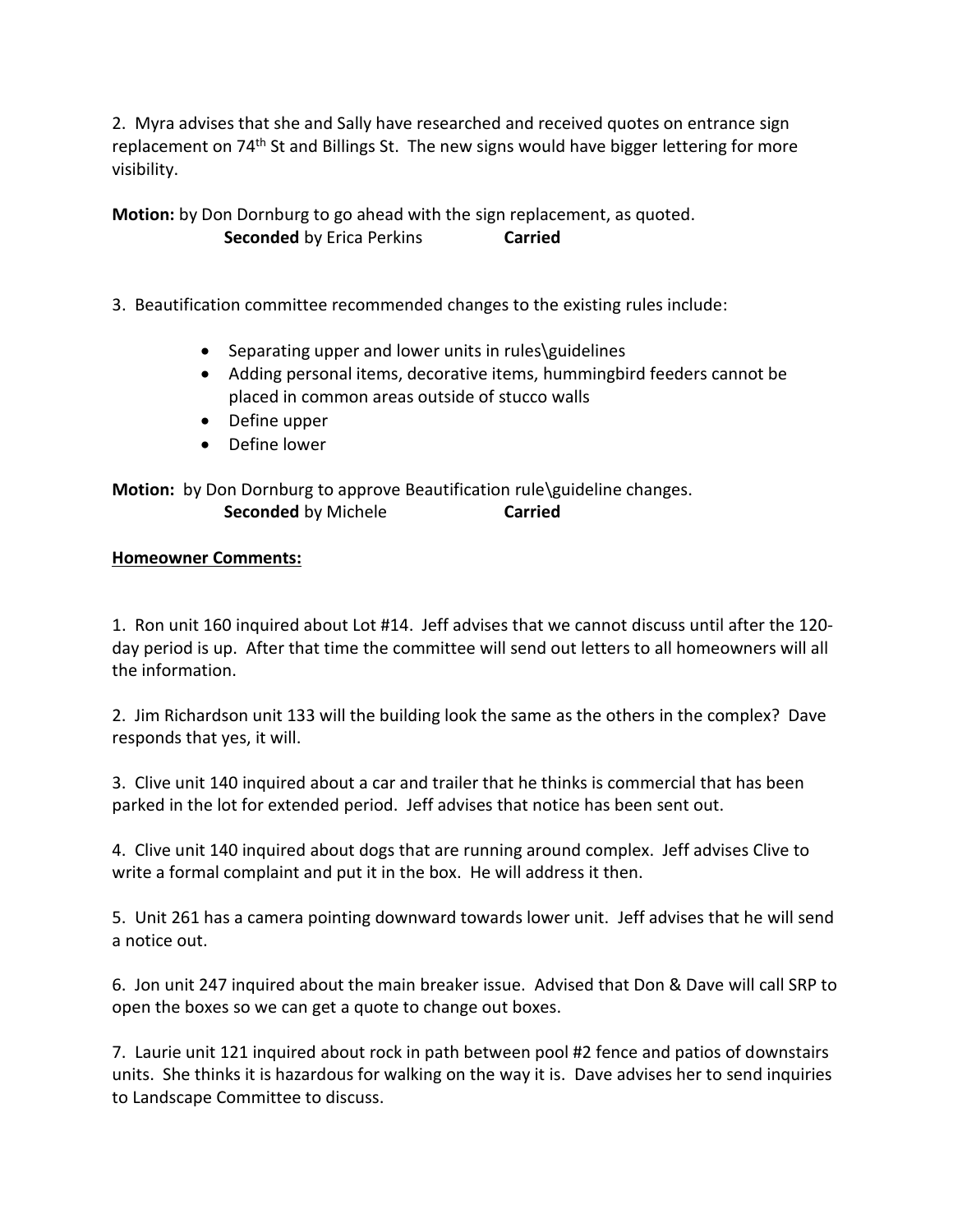2. Myra advises that she and Sally have researched and received quotes on entrance sign replacement on 74th St and Billings St. The new signs would have bigger lettering for more visibility.

**Motion:** by Don Dornburg to go ahead with the sign replacement, as quoted.
**Seconded** by Erica Perkins **Carried**

3. Beautification committee recommended changes to the existing rules include:

- Separating upper and lower units in rules\guidelines
- Adding personal items, decorative items, hummingbird feeders cannot be placed in common areas outside of stucco walls
- Define upper
- Define lower

**Motion:** by Don Dornburg to approve Beautification rule\guideline changes.
**Seconded** by Michele **Carried**

**Homeowner Comments:**

1. Ron unit 160 inquired about Lot #14. Jeff advises that we cannot discuss until after the 120-day period is up. After that time the committee will send out letters to all homeowners will all the information.

2. Jim Richardson unit 133 will the building look the same as the others in the complex? Dave responds that yes, it will.

3. Clive unit 140 inquired about a car and trailer that he thinks is commercial that has been parked in the lot for extended period. Jeff advises that notice has been sent out.

4. Clive unit 140 inquired about dogs that are running around complex. Jeff advises Clive to write a formal complaint and put it in the box. He will address it then.

5. Unit 261 has a camera pointing downward towards lower unit. Jeff advises that he will send a notice out.

6. Jon unit 247 inquired about the main breaker issue. Advised that Don & Dave will call SRP to open the boxes so we can get a quote to change out boxes.

7. Laurie unit 121 inquired about rock in path between pool #2 fence and patios of downstairs units. She thinks it is hazardous for walking on the way it is. Dave advises her to send inquiries to Landscape Committee to discuss.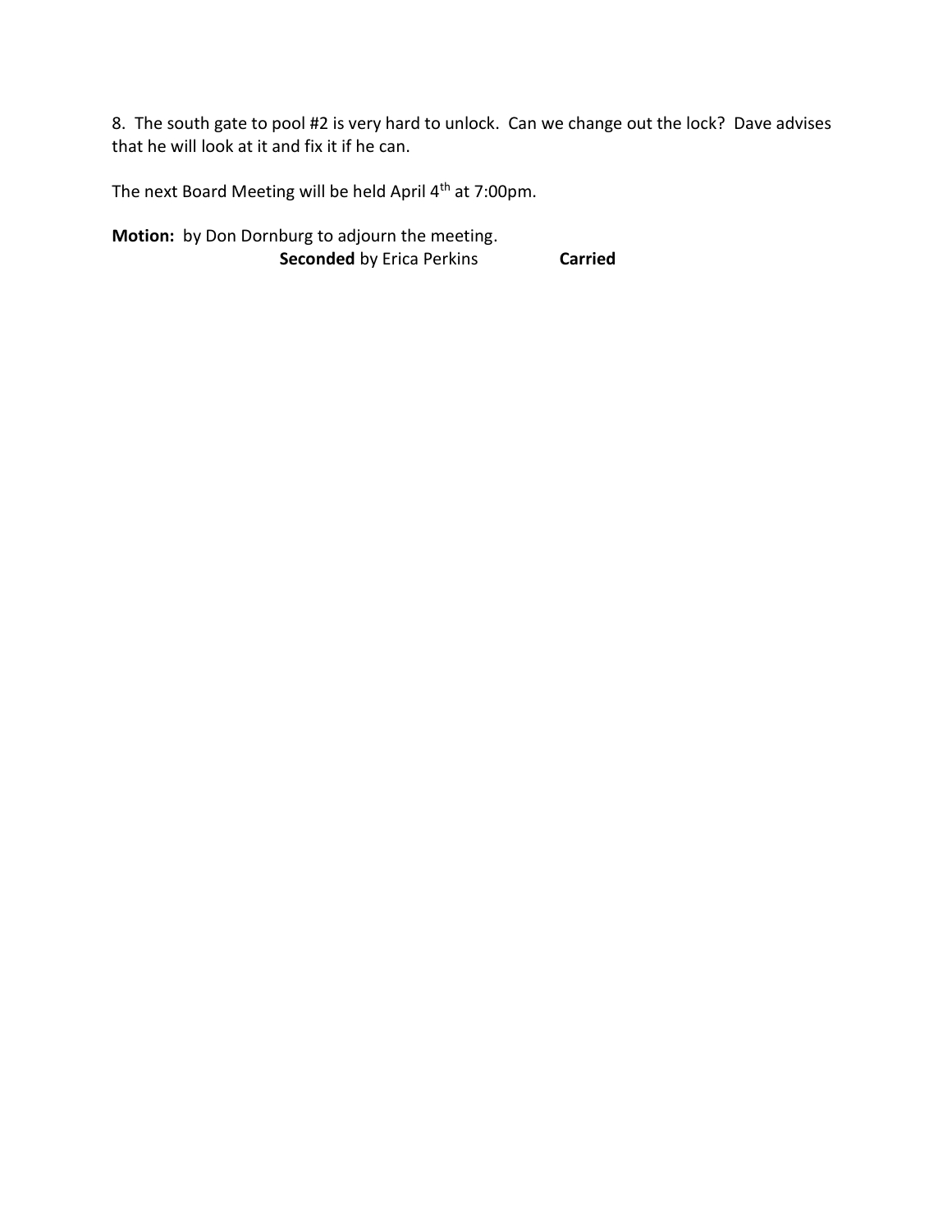8. The south gate to pool #2 is very hard to unlock. Can we change out the lock? Dave advises that he will look at it and fix it if he can.

The next Board Meeting will be held April 4th at 7:00pm.

**Motion:** by Don Dornburg to adjourn the meeting.
**Seconded** by Erica Perkins **Carried**